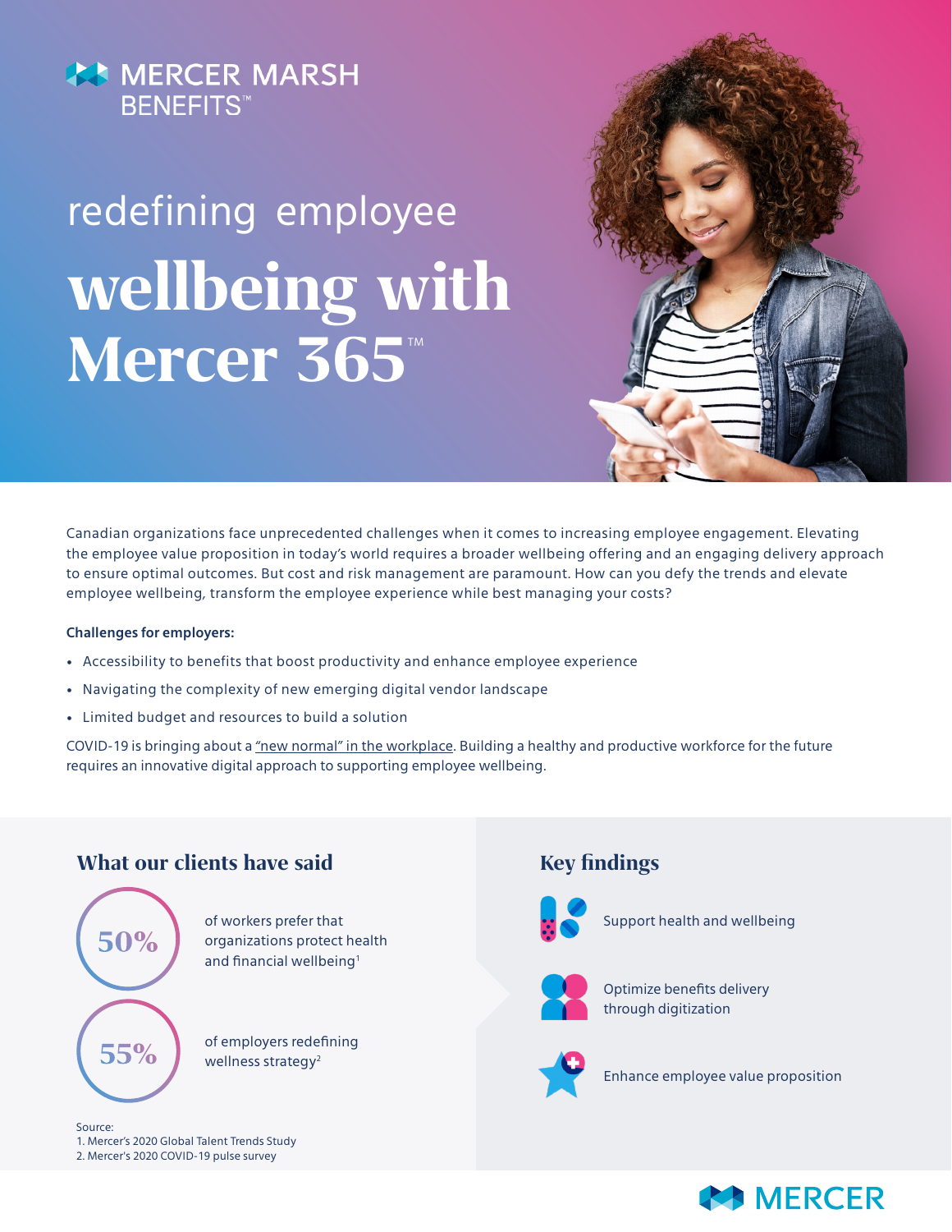MERCER MARSH BENEFITS™

# redefining employee wellbeing with Mercer 365™

Canadian organizations face unprecedented challenges when it comes to increasing employee engagement. Elevating the employee value proposition in today's world requires a broader wellbeing offering and an engaging delivery approach to ensure optimal outcomes. But cost and risk management are paramount. How can you defy the trends and elevate employee wellbeing, transform the employee experience while best managing your costs?

**Challenges for employers:**

- Accessibility to benefits that boost productivity and enhance employee experience
- Navigating the complexity of new emerging digital vendor landscape
- Limited budget and resources to build a solution

COVID-19 is bringing about a "new normal" in the workplace. Building a healthy and productive workforce for the future requires an innovative digital approach to supporting employee wellbeing.

## What our clients have said

**50%** of workers prefer that organizations protect health and financial wellbeing[1]

**55%** of employers redefining wellness strategy[2]

Source:
1. Mercer's 2020 Global Talent Trends Study
2. Mercer's 2020 COVID-19 pulse survey

## Key findings

- Support health and wellbeing
- Optimize benefits delivery through digitization
- Enhance employee value proposition

MERCER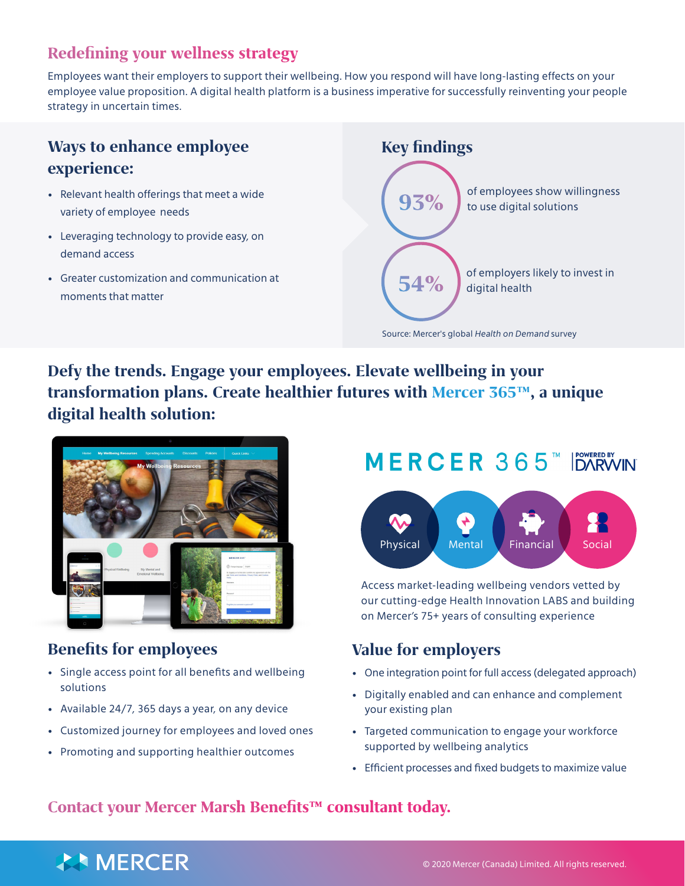## Redefining your wellness strategy

Employees want their employers to support their wellbeing. How you respond will have long-lasting effects on your employee value proposition. A digital health platform is a business imperative for successfully reinventing your people strategy in uncertain times.

### Ways to enhance employee experience:

- Relevant health offerings that meet a wide variety of employee needs
- Leveraging technology to provide easy, on demand access
- Greater customization and communication at moments that matter

### Key findings

**93%** of employees show willingness to use digital solutions

**54%** of employers likely to invest in digital health

Source: Mercer's global *Health on Demand* survey

## Defy the trends. Engage your employees. Elevate wellbeing in your transformation plans. Create healthier futures with Mercer 365™, a unique digital health solution:

MERCER 365™ POWERED BY DARWIN

Physical Mental Financial Social

Access market-leading wellbeing vendors vetted by our cutting-edge Health Innovation LABS and building on Mercer's 75+ years of consulting experience

### Benefits for employees

- Single access point for all benefits and wellbeing solutions
- Available 24/7, 365 days a year, on any device
- Customized journey for employees and loved ones
- Promoting and supporting healthier outcomes

### Value for employers

- One integration point for full access (delegated approach)
- Digitally enabled and can enhance and complement your existing plan
- Targeted communication to engage your workforce supported by wellbeing analytics
- Efficient processes and fixed budgets to maximize value

## Contact your Mercer Marsh Benefits™ consultant today.

MERCER

© 2020 Mercer (Canada) Limited. All rights reserved.